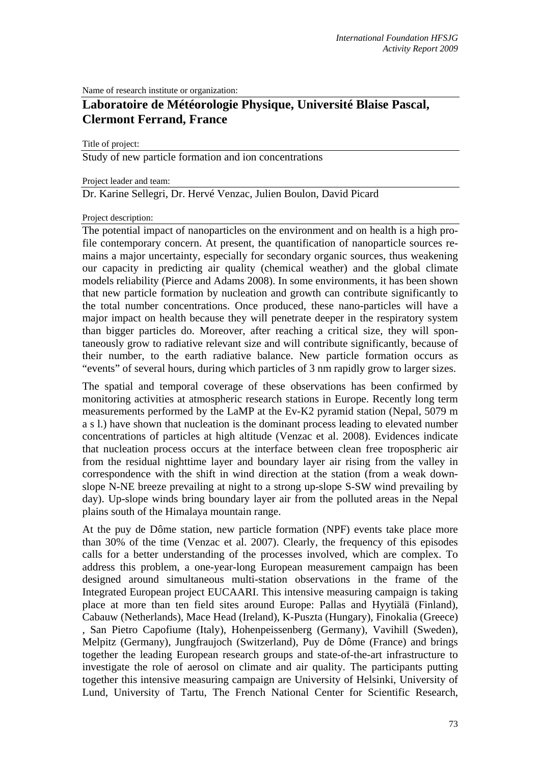Name of research institute or organization:

## Laboratoire de Météorologie Physique, Université Blaise Pascal, Clermont Ferrand, France

Title of project:

Study of new particle formation and ion concentrations

Project leader and team:

Dr. Karine Sellegri, Dr. Hervé Venzac, Julien Boulon, David Picard

Project description:

The potential impact of nanoparticles on the environment and on health is a high profile contemporary concern. At present, the quantification of nanoparticle sources remains a major uncertainty, especially for secondary organic sources, thus weakening our capacity in predicting air quality (chemical weather) and the global climate models reliability (Pierce and Adams 2008). In some environments, it has been shown that new particle formation by nucleation and growth can contribute significantly to the total number concentrations. Once produced, these nano-particles will have a major impact on health because they will penetrate deeper in the respiratory system than bigger particles do. Moreover, after reaching a critical size, they will spontaneously grow to radiative relevant size and will contribute significantly, because of their number, to the earth radiative balance. New particle formation occurs as "events" of several hours, during which particles of 3 nm rapidly grow to larger sizes.

The spatial and temporal coverage of these observations has been confirmed by monitoring activities at atmospheric research stations in Europe. Recently long term measurements performed by the LaMP at the Ev-K2 pyramid station (Nepal, 5079 m a s l.) have shown that nucleation is the dominant process leading to elevated number concentrations of particles at high altitude (Venzac et al. 2008). Evidences indicate that nucleation process occurs at the interface between clean free tropospheric air from the residual nighttime layer and boundary layer air rising from the valley in correspondence with the shift in wind direction at the station (from a weak downslope N-NE breeze prevailing at night to a strong up-slope S-SW wind prevailing by day). Up-slope winds bring boundary layer air from the polluted areas in the Nepal plains south of the Himalaya mountain range.

At the puy de Dôme station, new particle formation (NPF) events take place more than 30% of the time (Venzac et al. 2007). Clearly, the frequency of this episodes calls for a better understanding of the processes involved, which are complex. To address this problem, a one-year-long European measurement campaign has been designed around simultaneous multi-station observations in the frame of the Integrated European project EUCAARI. This intensive measuring campaign is taking place at more than ten field sites around Europe: Pallas and Hyytiälä (Finland), Cabauw (Netherlands), Mace Head (Ireland), K-Puszta (Hungary), Finokalia (Greece), San Pietro Capofiume (Italy), Hohenpeissenberg (Germany), Vavihill (Sweden), Melpitz (Germany), Jungfraujoch (Switzerland), Puy de Dôme (France) and brings together the leading European research groups and state-of-the-art infrastructure to investigate the role of aerosol on climate and air quality. The participants putting together this intensive measuring campaign are University of Helsinki, University of Lund, University of Tartu, The French National Center for Scientific Research,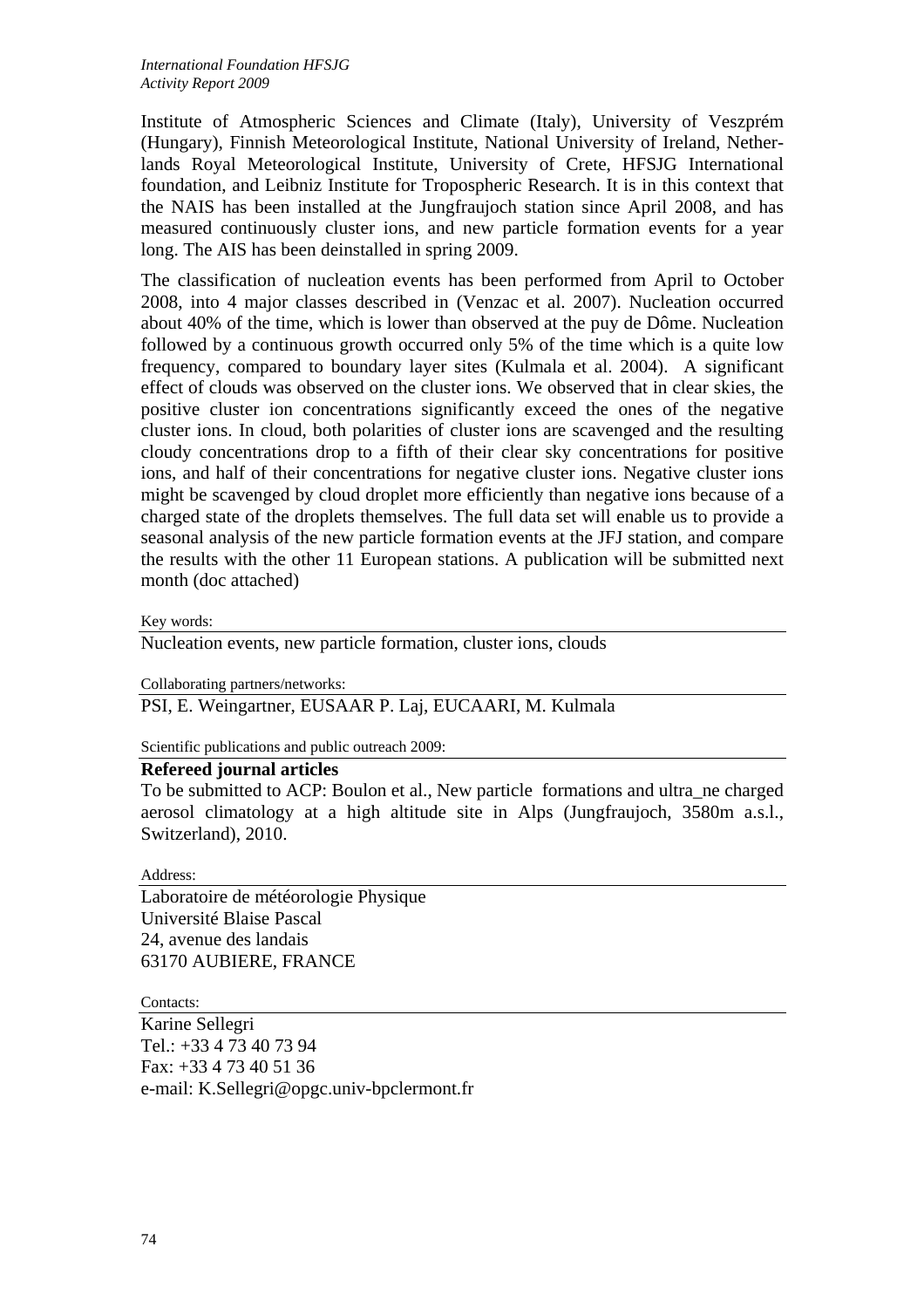Institute of Atmospheric Sciences and Climate (Italy), University of Veszprém (Hungary), Finnish Meteorological Institute, National University of Ireland, Netherlands Royal Meteorological Institute, University of Crete, HFSJG International foundation, and Leibniz Institute for Tropospheric Research. It is in this context that the NAIS has been installed at the Jungfraujoch station since April 2008, and has measured continuously cluster ions, and new particle formation events for a year long. The AIS has been deinstalled in spring 2009.

The classification of nucleation events has been performed from April to October 2008, into 4 major classes described in (Venzac et al. 2007). Nucleation occurred about 40% of the time, which is lower than observed at the puy de Dôme. Nucleation followed by a continuous growth occurred only 5% of the time which is a quite low frequency, compared to boundary layer sites (Kulmala et al. 2004). A significant effect of clouds was observed on the cluster ions. We observed that in clear skies, the positive cluster ion concentrations significantly exceed the ones of the negative cluster ions. In cloud, both polarities of cluster ions are scavenged and the resulting cloudy concentrations drop to a fifth of their clear sky concentrations for positive ions, and half of their concentrations for negative cluster ions. Negative cluster ions might be scavenged by cloud droplet more efficiently than negative ions because of a charged state of the droplets themselves. The full data set will enable us to provide a seasonal analysis of the new particle formation events at the JFJ station, and compare the results with the other 11 European stations. A publication will be submitted next month (doc attached)

Key words:

Nucleation events, new particle formation, cluster ions, clouds

Collaborating partners/networks:

PSI, E. Weingartner, EUSAAR P. Laj, EUCAARI, M. Kulmala

Scientific publications and public outreach 2009:

**Refereed journal articles**

To be submitted to ACP: Boulon et al., New particle formations and ultra_ne charged aerosol climatology at a high altitude site in Alps (Jungfraujoch, 3580m a.s.l., Switzerland), 2010.

Address:

Laboratoire de météorologie Physique
Université Blaise Pascal
24, avenue des landais
63170 AUBIERE, FRANCE

Contacts:

Karine Sellegri
Tel.: +33 4 73 40 73 94
Fax: +33 4 73 40 51 36
e-mail: K.Sellegri@opgc.univ-bpclermont.fr